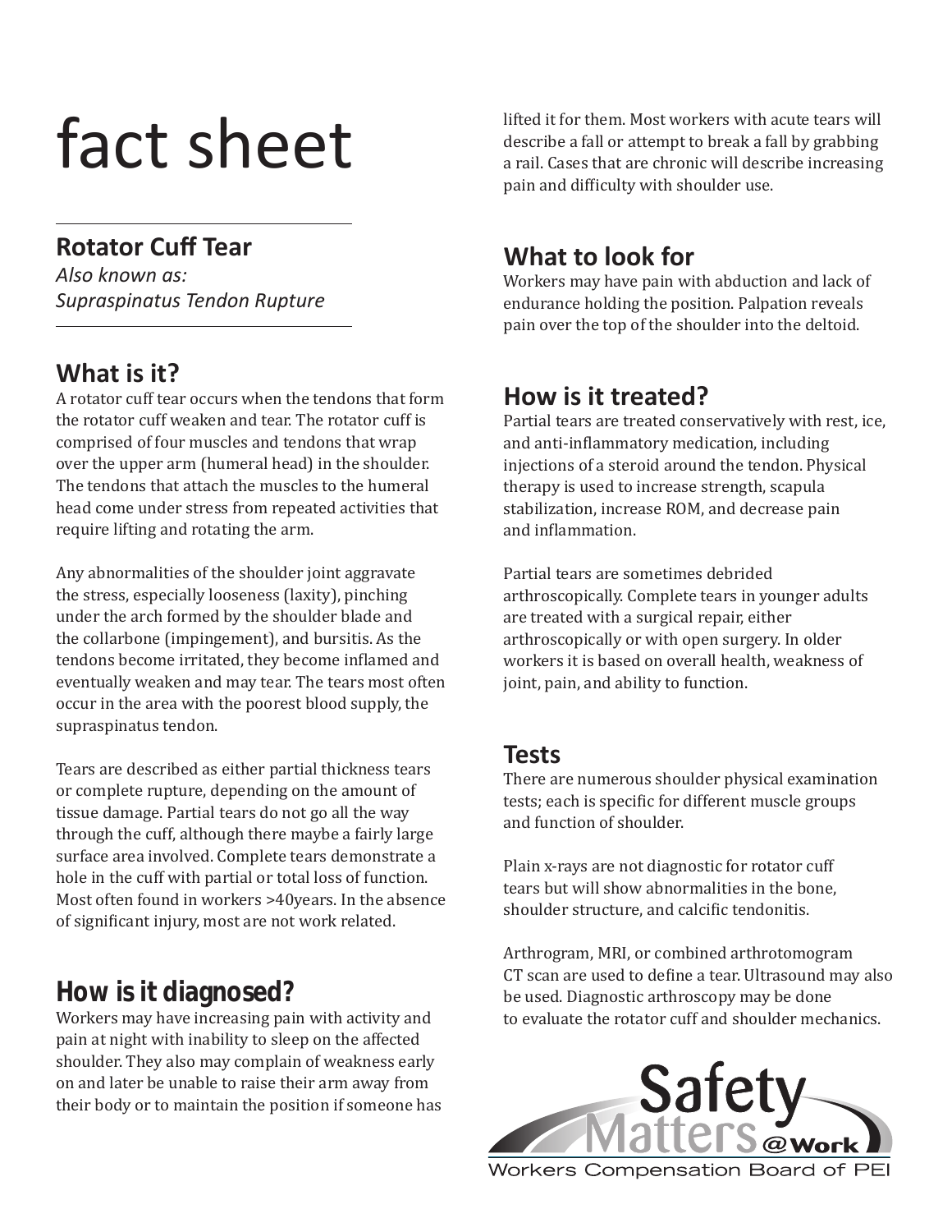# fact sheet

## Rotator Cuff Tear

*Also known as:*
*Supraspinatus Tendon Rupture*

## What is it?

A rotator cuff tear occurs when the tendons that form the rotator cuff weaken and tear. The rotator cuff is comprised of four muscles and tendons that wrap over the upper arm (humeral head) in the shoulder. The tendons that attach the muscles to the humeral head come under stress from repeated activities that require lifting and rotating the arm.

Any abnormalities of the shoulder joint aggravate the stress, especially looseness (laxity), pinching under the arch formed by the shoulder blade and the collarbone (impingement), and bursitis. As the tendons become irritated, they become inflamed and eventually weaken and may tear. The tears most often occur in the area with the poorest blood supply, the supraspinatus tendon.

Tears are described as either partial thickness tears or complete rupture, depending on the amount of tissue damage. Partial tears do not go all the way through the cuff, although there maybe a fairly large surface area involved. Complete tears demonstrate a hole in the cuff with partial or total loss of function. Most often found in workers >40years. In the absence of significant injury, most are not work related.

## How is it diagnosed?

Workers may have increasing pain with activity and pain at night with inability to sleep on the affected shoulder. They also may complain of weakness early on and later be unable to raise their arm away from their body or to maintain the position if someone has lifted it for them. Most workers with acute tears will describe a fall or attempt to break a fall by grabbing a rail. Cases that are chronic will describe increasing pain and difficulty with shoulder use.

## What to look for

Workers may have pain with abduction and lack of endurance holding the position. Palpation reveals pain over the top of the shoulder into the deltoid.

## How is it treated?

Partial tears are treated conservatively with rest, ice, and anti-inflammatory medication, including injections of a steroid around the tendon. Physical therapy is used to increase strength, scapula stabilization, increase ROM, and decrease pain and inflammation.

Partial tears are sometimes debrided arthroscopically. Complete tears in younger adults are treated with a surgical repair, either arthroscopically or with open surgery. In older workers it is based on overall health, weakness of joint, pain, and ability to function.

## Tests

There are numerous shoulder physical examination tests; each is specific for different muscle groups and function of shoulder.

Plain x-rays are not diagnostic for rotator cuff tears but will show abnormalities in the bone, shoulder structure, and calcific tendonitis.

Arthrogram, MRI, or combined arthrotomogram CT scan are used to define a tear. Ultrasound may also be used. Diagnostic arthroscopy may be done to evaluate the rotator cuff and shoulder mechanics.

Safety Matters @Work
Workers Compensation Board of PEI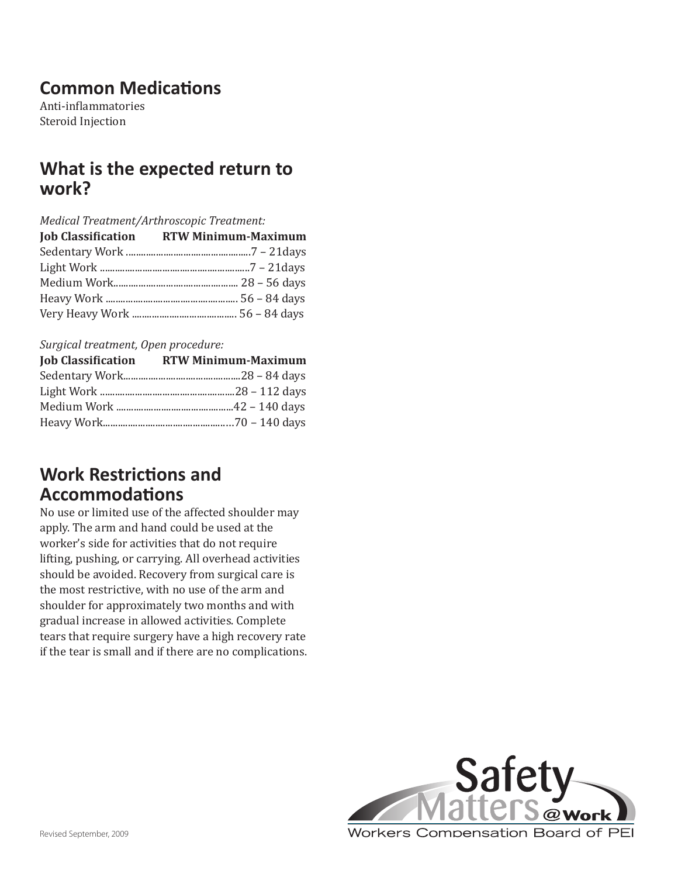## Common Medications

Anti-inflammatories
Steroid Injection

## What is the expected return to work?

*Medical Treatment/Arthroscopic Treatment:*

| Job Classification | RTW Minimum-Maximum |
| --- | --- |
| Sedentary Work | 7 – 21days |
| Light Work | 7 – 21days |
| Medium Work | 28 – 56 days |
| Heavy Work | 56 – 84 days |
| Very Heavy Work | 56 – 84 days |

*Surgical treatment, Open procedure:*

| Job Classification | RTW Minimum-Maximum |
| --- | --- |
| Sedentary Work | 28 – 84 days |
| Light Work | 28 – 112 days |
| Medium Work | 42 – 140 days |
| Heavy Work | 70 – 140 days |

## Work Restrictions and Accommodations

No use or limited use of the affected shoulder may apply. The arm and hand could be used at the worker's side for activities that do not require lifting, pushing, or carrying. All overhead activities should be avoided. Recovery from surgical care is the most restrictive, with no use of the arm and shoulder for approximately two months and with gradual increase in allowed activities. Complete tears that require surgery have a high recovery rate if the tear is small and if there are no complications.

Revised September, 2009

Safety Matters @Work
Workers Compensation Board of PEI